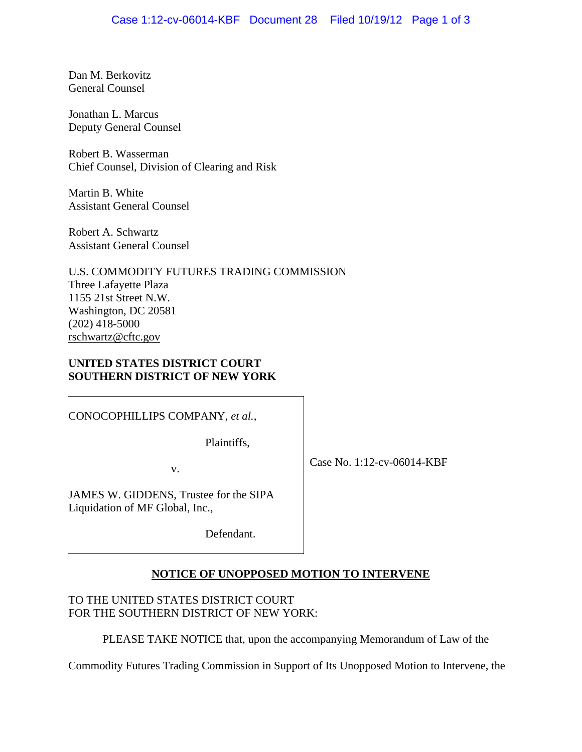Dan M. Berkovitz
General Counsel

Jonathan L. Marcus
Deputy General Counsel

Robert B. Wasserman
Chief Counsel, Division of Clearing and Risk

Martin B. White
Assistant General Counsel

Robert A. Schwartz
Assistant General Counsel

U.S. COMMODITY FUTURES TRADING COMMISSION
Three Lafayette Plaza
1155 21st Street N.W.
Washington, DC 20581
(202) 418-5000
rschwartz@cftc.gov

**UNITED STATES DISTRICT COURT**
**SOUTHERN DISTRICT OF NEW YORK**

| | |
|---|---|
| CONOCOPHILLIPS COMPANY, *et al.*,<br><br>Plaintiffs,<br><br>v.<br><br>JAMES W. GIDDENS, Trustee for the SIPA Liquidation of MF Global, Inc.,<br><br>Defendant. | Case No. 1:12-cv-06014-KBF |

**NOTICE OF UNOPPOSED MOTION TO INTERVENE**

TO THE UNITED STATES DISTRICT COURT
FOR THE SOUTHERN DISTRICT OF NEW YORK:

PLEASE TAKE NOTICE that, upon the accompanying Memorandum of Law of the Commodity Futures Trading Commission in Support of Its Unopposed Motion to Intervene, the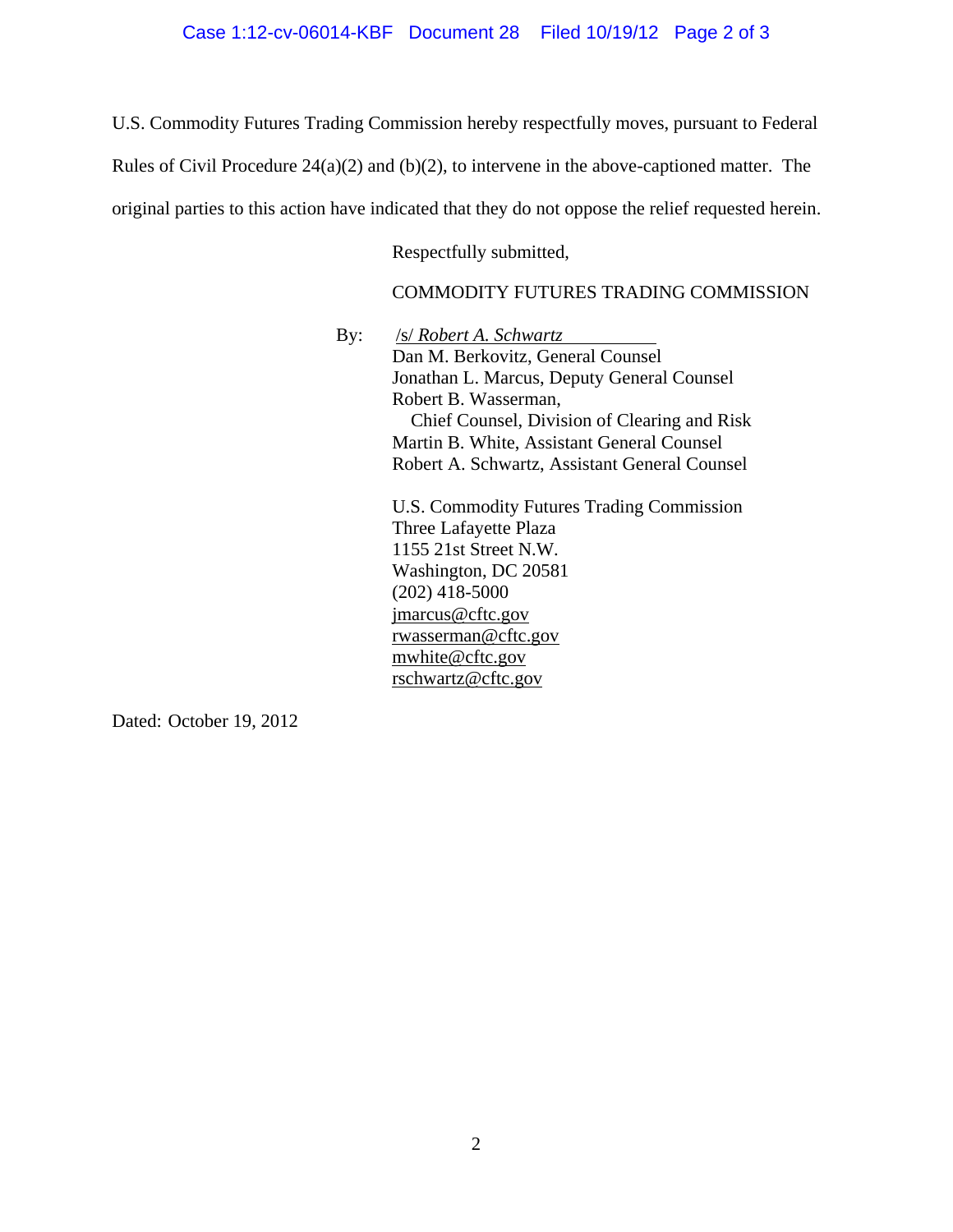U.S. Commodity Futures Trading Commission hereby respectfully moves, pursuant to Federal Rules of Civil Procedure 24(a)(2) and (b)(2), to intervene in the above-captioned matter. The original parties to this action have indicated that they do not oppose the relief requested herein.

Respectfully submitted,

COMMODITY FUTURES TRADING COMMISSION

By: /s/ *Robert A. Schwartz*
Dan M. Berkovitz, General Counsel
Jonathan L. Marcus, Deputy General Counsel
Robert B. Wasserman,
Chief Counsel, Division of Clearing and Risk
Martin B. White, Assistant General Counsel
Robert A. Schwartz, Assistant General Counsel

U.S. Commodity Futures Trading Commission
Three Lafayette Plaza
1155 21st Street N.W.
Washington, DC 20581
(202) 418-5000
jmarcus@cftc.gov
rwasserman@cftc.gov
mwhite@cftc.gov
rschwartz@cftc.gov

Dated: October 19, 2012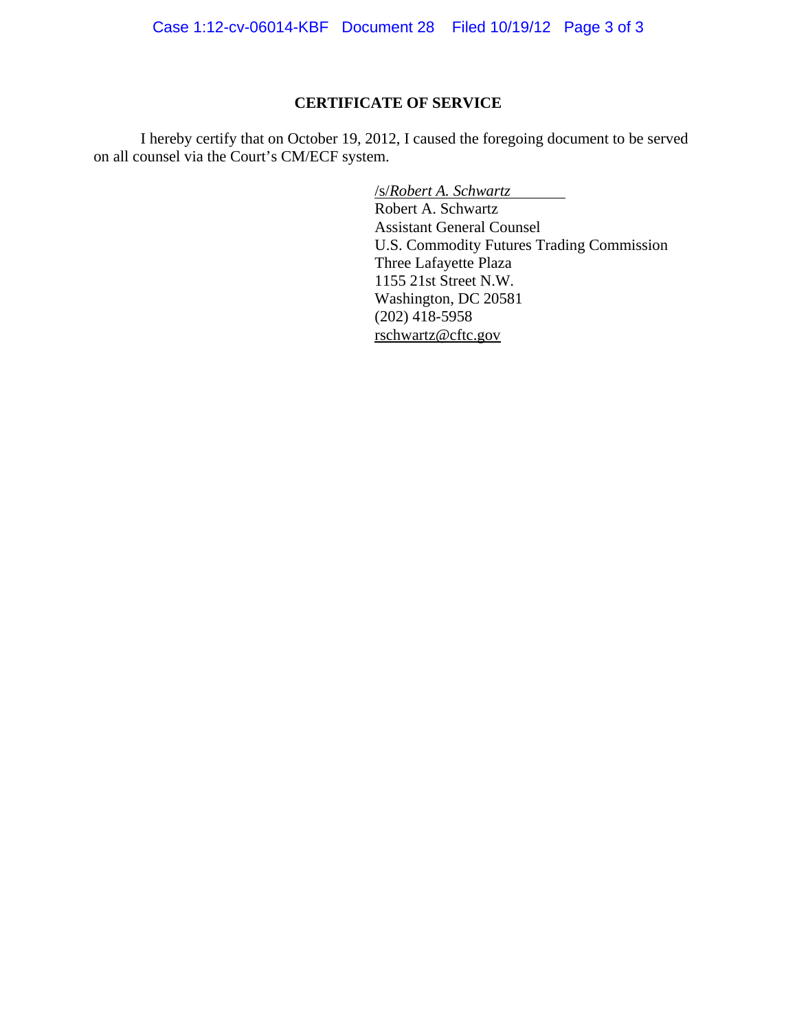**CERTIFICATE OF SERVICE**

I hereby certify that on October 19, 2012, I caused the foregoing document to be served on all counsel via the Court's CM/ECF system.

/s/*Robert A. Schwartz*
Robert A. Schwartz
Assistant General Counsel
U.S. Commodity Futures Trading Commission
Three Lafayette Plaza
1155 21st Street N.W.
Washington, DC 20581
(202) 418-5958
rschwartz@cftc.gov